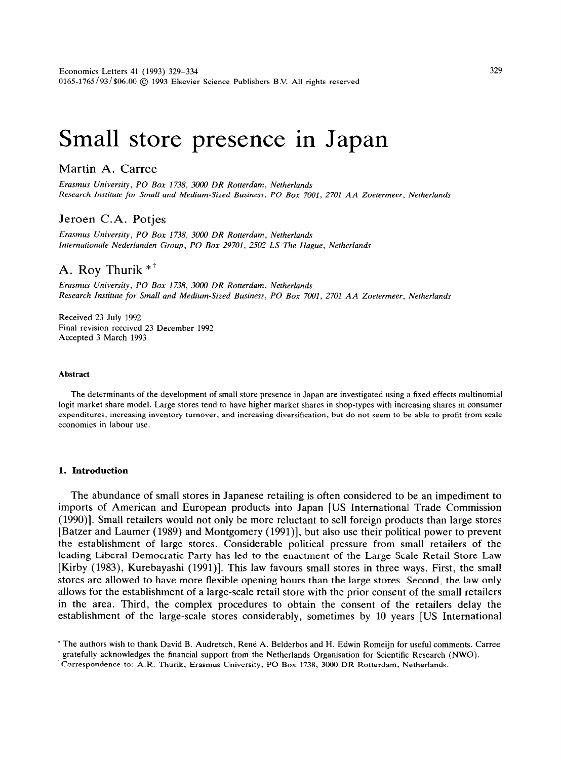# Small store presence in Japan

## Martin A. Carree

*Erasmus University, PO Box 1738, 3000 DR Rotterdam, Netherlands*
*Research Institute for Small and Medium-Sized Business, PO Box 7001, 2701 AA Zoetermeer, Netherlands*

## Jeroen C.A. Potjes

*Erasmus University, PO Box 1738, 3000 DR Rotterdam, Netherlands*
*Internationale Nederlanden Group, PO Box 29701, 2502 LS The Hague, Netherlands*

## A. Roy Thurik *†

*Erasmus University, PO Box 1738, 3000 DR Rotterdam, Netherlands*
*Research Institute for Small and Medium-Sized Business, PO Box 7001, 2701 AA Zoetermeer, Netherlands*

Received 23 July 1992
Final revision received 23 December 1992
Accepted 3 March 1993

#### Abstract

The determinants of the development of small store presence in Japan are investigated using a fixed effects multinomial logit market share model. Large stores tend to have higher market shares in shop-types with increasing shares in consumer expenditures, increasing inventory turnover, and increasing diversification, but do not seem to be able to profit from scale economies in labour use.

### 1. Introduction

The abundance of small stores in Japanese retailing is often considered to be an impediment to imports of American and European products into Japan [US International Trade Commission (1990)]. Small retailers would not only be more reluctant to sell foreign products than large stores [Batzer and Laumer (1989) and Montgomery (1991)], but also use their political power to prevent the establishment of large stores. Considerable political pressure from small retailers of the leading Liberal Democratic Party has led to the enactment of the Large Scale Retail Store Law [Kirby (1983), Kurebayashi (1991)]. This law favours small stores in three ways. First, the small stores are allowed to have more flexible opening hours than the large stores. Second, the law only allows for the establishment of a large-scale retail store with the prior consent of the small retailers in the area. Third, the complex procedures to obtain the consent of the retailers delay the establishment of the large-scale stores considerably, sometimes by 10 years [US International

\* The authors wish to thank David B. Audretsch, René A. Belderbos and H. Edwin Romeijn for useful comments. Carree gratefully acknowledges the financial support from the Netherlands Organisation for Scientific Research (NWO).

† Correspondence to: A.R. Thurik, Erasmus University, PO Box 1738, 3000 DR Rotterdam, Netherlands.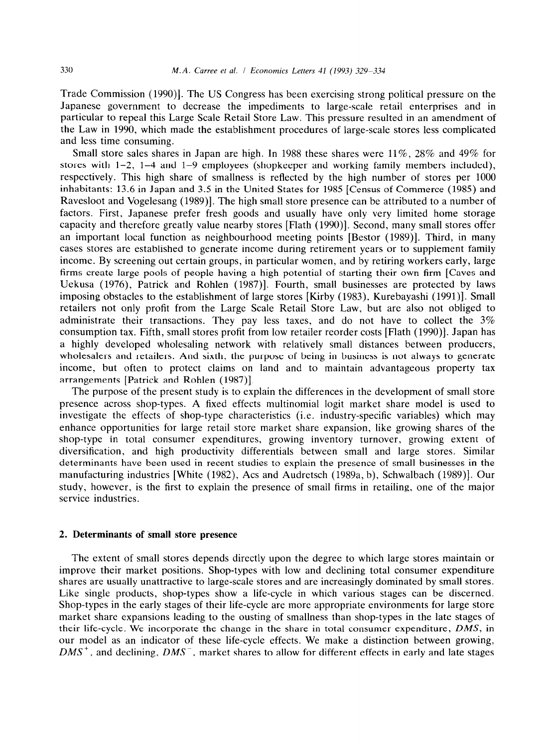Trade Commission (1990)]. The US Congress has been exercising strong political pressure on the Japanese government to decrease the impediments to large-scale retail enterprises and in particular to repeal this Large Scale Retail Store Law. This pressure resulted in an amendment of the Law in 1990, which made the establishment procedures of large-scale stores less complicated and less time consuming.

Small store sales shares in Japan are high. In 1988 these shares were 11%, 28% and 49% for stores with 1–2, 1–4 and 1–9 employees (shopkeeper and working family members included), respectively. This high share of smallness is reflected by the high number of stores per 1000 inhabitants: 13.6 in Japan and 3.5 in the United States for 1985 [Census of Commerce (1985) and Ravesloot and Vogelesang (1989)]. The high small store presence can be attributed to a number of factors. First, Japanese prefer fresh goods and usually have only very limited home storage capacity and therefore greatly value nearby stores [Flath (1990)]. Second, many small stores offer an important local function as neighbourhood meeting points [Bestor (1989)]. Third, in many cases stores are established to generate income during retirement years or to supplement family income. By screening out certain groups, in particular women, and by retiring workers early, large firms create large pools of people having a high potential of starting their own firm [Caves and Uekusa (1976), Patrick and Rohlen (1987)]. Fourth, small businesses are protected by laws imposing obstacles to the establishment of large stores [Kirby (1983), Kurebayashi (1991)]. Small retailers not only profit from the Large Scale Retail Store Law, but are also not obliged to administrate their transactions. They pay less taxes, and do not have to collect the 3% consumption tax. Fifth, small stores profit from low retailer reorder costs [Flath (1990)]. Japan has a highly developed wholesaling network with relatively small distances between producers, wholesalers and retailers. And sixth, the purpose of being in business is not always to generate income, but often to protect claims on land and to maintain advantageous property tax arrangements [Patrick and Rohlen (1987)].

The purpose of the present study is to explain the differences in the development of small store presence across shop-types. A fixed effects multinomial logit market share model is used to investigate the effects of shop-type characteristics (i.e. industry-specific variables) which may enhance opportunities for large retail store market share expansion, like growing shares of the shop-type in total consumer expenditures, growing inventory turnover, growing extent of diversification, and high productivity differentials between small and large stores. Similar determinants have been used in recent studies to explain the presence of small businesses in the manufacturing industries [White (1982), Acs and Audretsch (1989a, b), Schwalbach (1989)]. Our study, however, is the first to explain the presence of small firms in retailing, one of the major service industries.

## 2. Determinants of small store presence

The extent of small stores depends directly upon the degree to which large stores maintain or improve their market positions. Shop-types with low and declining total consumer expenditure shares are usually unattractive to large-scale stores and are increasingly dominated by small stores. Like single products, shop-types show a life-cycle in which various stages can be discerned. Shop-types in the early stages of their life-cycle are more appropriate environments for large store market share expansions leading to the ousting of smallness than shop-types in the late stages of their life-cycle. We incorporate the change in the share in total consumer expenditure, $DMS$, in our model as an indicator of these life-cycle effects. We make a distinction between growing, $DMS^{+}$, and declining, $DMS^{-}$, market shares to allow for different effects in early and late stages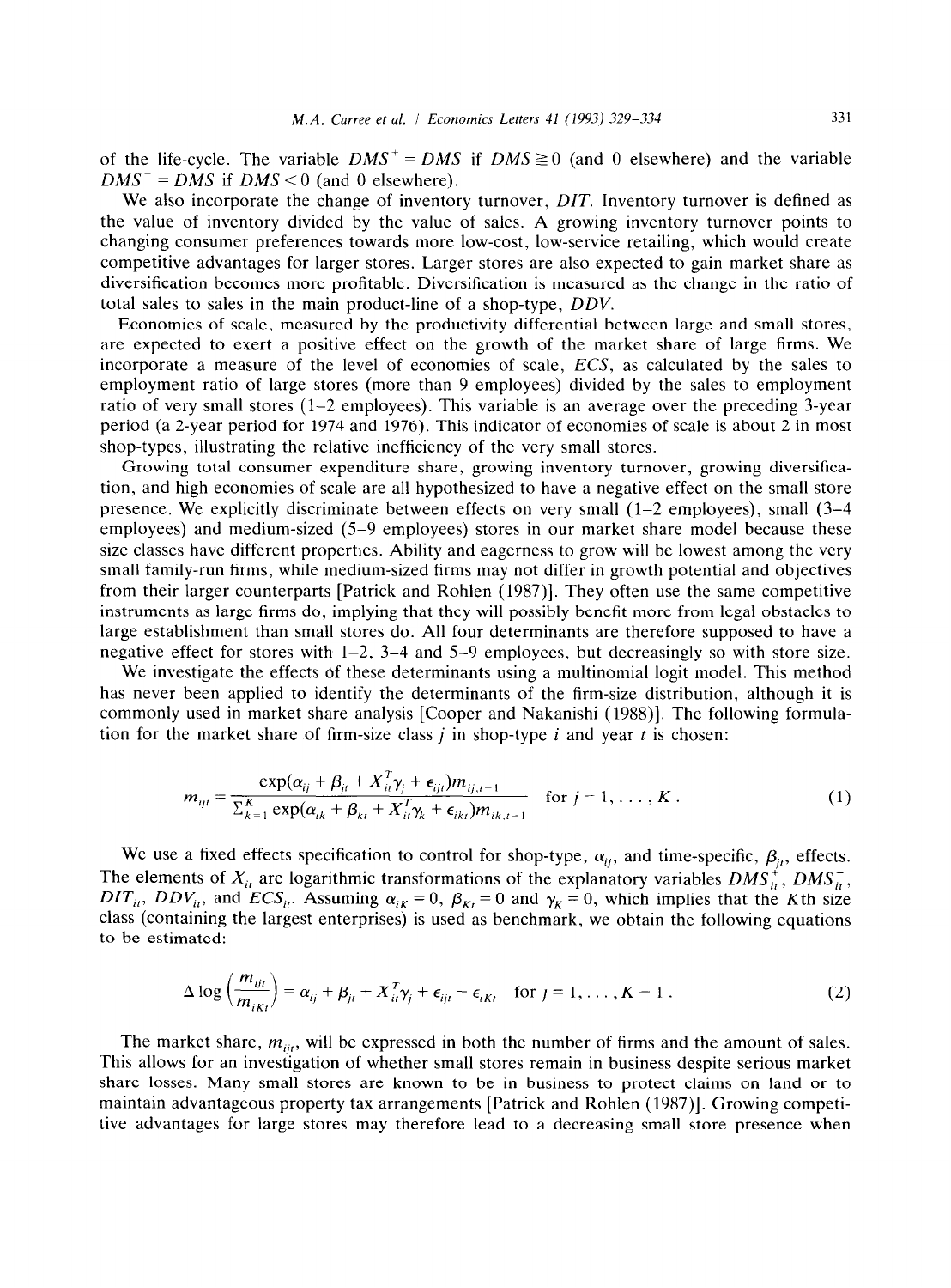of the life-cycle. The variable $DMS^+ = DMS$ if $DMS \geqq 0$ (and 0 elsewhere) and the variable $DMS^- = DMS$ if $DMS < 0$ (and 0 elsewhere).

We also incorporate the change of inventory turnover, $DIT$. Inventory turnover is defined as the value of inventory divided by the value of sales. A growing inventory turnover points to changing consumer preferences towards more low-cost, low-service retailing, which would create competitive advantages for larger stores. Larger stores are also expected to gain market share as diversification becomes more profitable. Diversification is measured as the change in the ratio of total sales to sales in the main product-line of a shop-type, $DDV$.

Economies of scale, measured by the productivity differential between large and small stores, are expected to exert a positive effect on the growth of the market share of large firms. We incorporate a measure of the level of economies of scale, $ECS$, as calculated by the sales to employment ratio of large stores (more than 9 employees) divided by the sales to employment ratio of very small stores (1–2 employees). This variable is an average over the preceding 3-year period (a 2-year period for 1974 and 1976). This indicator of economies of scale is about 2 in most shop-types, illustrating the relative inefficiency of the very small stores.

Growing total consumer expenditure share, growing inventory turnover, growing diversification, and high economies of scale are all hypothesized to have a negative effect on the small store presence. We explicitly discriminate between effects on very small (1–2 employees), small (3–4 employees) and medium-sized (5–9 employees) stores in our market share model because these size classes have different properties. Ability and eagerness to grow will be lowest among the very small family-run firms, while medium-sized firms may not differ in growth potential and objectives from their larger counterparts [Patrick and Rohlen (1987)]. They often use the same competitive instruments as large firms do, implying that they will possibly benefit more from legal obstacles to large establishment than small stores do. All four determinants are therefore supposed to have a negative effect for stores with 1–2, 3–4 and 5–9 employees, but decreasingly so with store size.

We investigate the effects of these determinants using a multinomial logit model. This method has never been applied to identify the determinants of the firm-size distribution, although it is commonly used in market share analysis [Cooper and Nakanishi (1988)]. The following formulation for the market share of firm-size class $j$ in shop-type $i$ and year $t$ is chosen:

$$m_{ijt} = \frac{\exp(\alpha_{ij} + \beta_{jt} + X_{it}^T \gamma_j + \epsilon_{ijt}) m_{ij,t-1}}{\sum_{k=1}^{K} \exp(\alpha_{ik} + \beta_{kt} + X_{it}^T \gamma_k + \epsilon_{ikt}) m_{ik,t-1}} \quad \text{for } j = 1, \ldots, K . \tag{1}$$

We use a fixed effects specification to control for shop-type, $\alpha_{ij}$, and time-specific, $\beta_{jt}$, effects. The elements of $X_{it}$ are logarithmic transformations of the explanatory variables $DMS_{it}^+$, $DMS_{it}^-$, $DIT_{it}$, $DDV_{it}$, and $ECS_{it}$. Assuming $\alpha_{iK} = 0$, $\beta_{Kt} = 0$ and $\gamma_K = 0$, which implies that the $K$th size class (containing the largest enterprises) is used as benchmark, we obtain the following equations to be estimated:

$$\Delta \log \left( \frac{m_{ijt}}{m_{iKt}} \right) = \alpha_{ij} + \beta_{jt} + X_{it}^T \gamma_j + \epsilon_{ijt} - \epsilon_{iKt} \quad \text{for } j = 1, \ldots, K-1 . \tag{2}$$

The market share, $m_{ijt}$, will be expressed in both the number of firms and the amount of sales. This allows for an investigation of whether small stores remain in business despite serious market share losses. Many small stores are known to be in business to protect claims on land or to maintain advantageous property tax arrangements [Patrick and Rohlen (1987)]. Growing competitive advantages for large stores may therefore lead to a decreasing small store presence when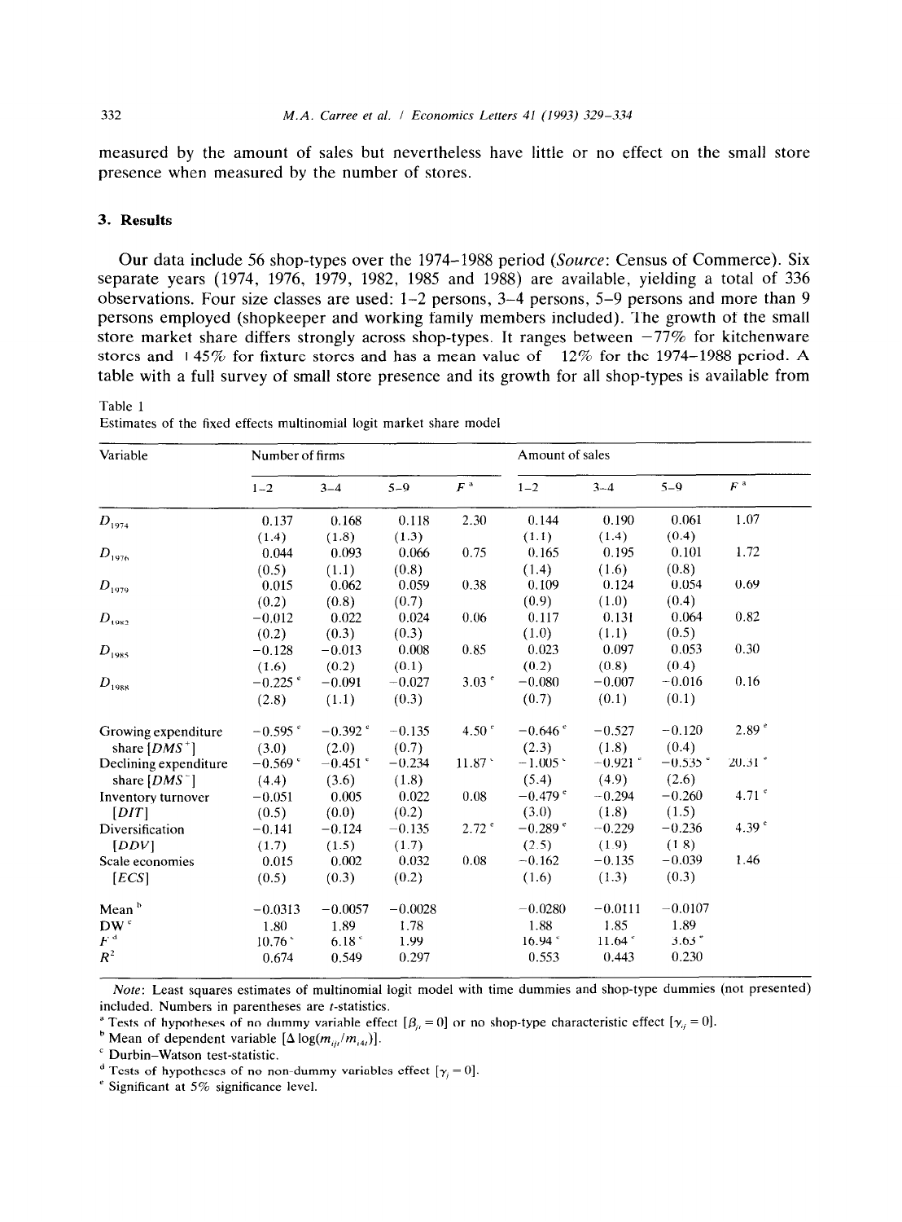measured by the amount of sales but nevertheless have little or no effect on the small store presence when measured by the number of stores.

## 3. Results

Our data include 56 shop-types over the 1974–1988 period (*Source*: Census of Commerce). Six separate years (1974, 1976, 1979, 1982, 1985 and 1988) are available, yielding a total of 336 observations. Four size classes are used: 1–2 persons, 3–4 persons, 5–9 persons and more than 9 persons employed (shopkeeper and working family members included). The growth of the small store market share differs strongly across shop-types. It ranges between −77% for kitchenware stores and +45% for fixture stores and has a mean value of −12% for the 1974–1988 period. A table with a full survey of small store presence and its growth for all shop-types is available from

Table 1
Estimates of the fixed effects multinomial logit market share model

| Variable | Number of firms | | | | Amount of sales | | | |
|---|---|---|---|---|---|---|---|---|
| | 1–2 | 3–4 | 5–9 | $F$ [a] | 1–2 | 3–4 | 5–9 | $F$ [a] |
| $D_{1974}$ | 0.137 | 0.168 | 0.118 | 2.30 | 0.144 | 0.190 | 0.061 | 1.07 |
| | (1.4) | (1.8) | (1.3) | | (1.1) | (1.4) | (0.4) | |
| $D_{1976}$ | 0.044 | 0.093 | 0.066 | 0.75 | 0.165 | 0.195 | 0.101 | 1.72 |
| | (0.5) | (1.1) | (0.8) | | (1.4) | (1.6) | (0.8) | |
| $D_{1979}$ | 0.015 | 0.062 | 0.059 | 0.38 | 0.109 | 0.124 | 0.054 | 0.69 |
| | (0.2) | (0.8) | (0.7) | | (0.9) | (1.0) | (0.4) | |
| $D_{1982}$ | −0.012 | 0.022 | 0.024 | 0.06 | 0.117 | 0.131 | 0.064 | 0.82 |
| | (0.2) | (0.3) | (0.3) | | (1.0) | (1.1) | (0.5) | |
| $D_{1985}$ | −0.128 | −0.013 | 0.008 | 0.85 | 0.023 | 0.097 | 0.053 | 0.30 |
| | (1.6) | (0.2) | (0.1) | | (0.2) | (0.8) | (0.4) | |
| $D_{1988}$ | −0.225 [e] | −0.091 | −0.027 | 3.03 [e] | −0.080 | −0.007 | −0.016 | 0.16 |
| | (2.8) | (1.1) | (0.3) | | (0.7) | (0.1) | (0.1) | |
| Growing expenditure share [$DMS^+$] | −0.595 [e] | −0.392 [e] | −0.135 | 4.50 [e] | −0.646 [e] | −0.527 | −0.120 | 2.89 [e] |
| | (3.0) | (2.0) | (0.7) | | (2.3) | (1.8) | (0.4) | |
| Declining expenditure share [$DMS^-$] | −0.569 [e] | −0.451 [e] | −0.234 | 11.87 [e] | −1.005 [e] | −0.921 [e] | −0.535 [e] | 20.31 [e] |
| | (4.4) | (3.6) | (1.8) | | (5.4) | (4.9) | (2.6) | |
| Inventory turnover [$DIT$] | −0.051 | 0.005 | 0.022 | 0.08 | −0.479 [e] | −0.294 | −0.260 | 4.71 [e] |
| | (0.5) | (0.0) | (0.2) | | (3.0) | (1.8) | (1.5) | |
| Diversification [$DDV$] | −0.141 | −0.124 | −0.135 | 2.72 [e] | −0.289 [e] | −0.229 | −0.236 | 4.39 [e] |
| | (1.7) | (1.5) | (1.7) | | (2.5) | (1.9) | (1.8) | |
| Scale economies [$ECS$] | 0.015 | 0.002 | 0.032 | 0.08 | −0.162 | −0.135 | −0.039 | 1.46 |
| | (0.5) | (0.3) | (0.2) | | (1.6) | (1.3) | (0.3) | |
| Mean [b] | −0.0313 | −0.0057 | −0.0028 | | −0.0280 | −0.0111 | −0.0107 | |
| DW [c] | 1.80 | 1.89 | 1.78 | | 1.88 | 1.85 | 1.89 | |
| $F$ [d] | 10.76 [e] | 6.18 [e] | 1.99 | | 16.94 [e] | 11.64 [e] | 3.63 [e] | |
| $R^2$ | 0.674 | 0.549 | 0.297 | | 0.553 | 0.443 | 0.230 | |

*Note*: Least squares estimates of multinomial logit model with time dummies and shop-type dummies (not presented) included. Numbers in parentheses are $t$-statistics.

[a] Tests of hypotheses of no dummy variable effect [$\beta_{jt} = 0$] or no shop-type characteristic effect [$\gamma_{ij} = 0$].

[b] Mean of dependent variable [$\Delta \log(m_{ijt}/m_{i4t})$].

[c] Durbin–Watson test-statistic.

[d] Tests of hypotheses of no non-dummy variables effect [$\gamma_j = 0$].

[e] Significant at 5% significance level.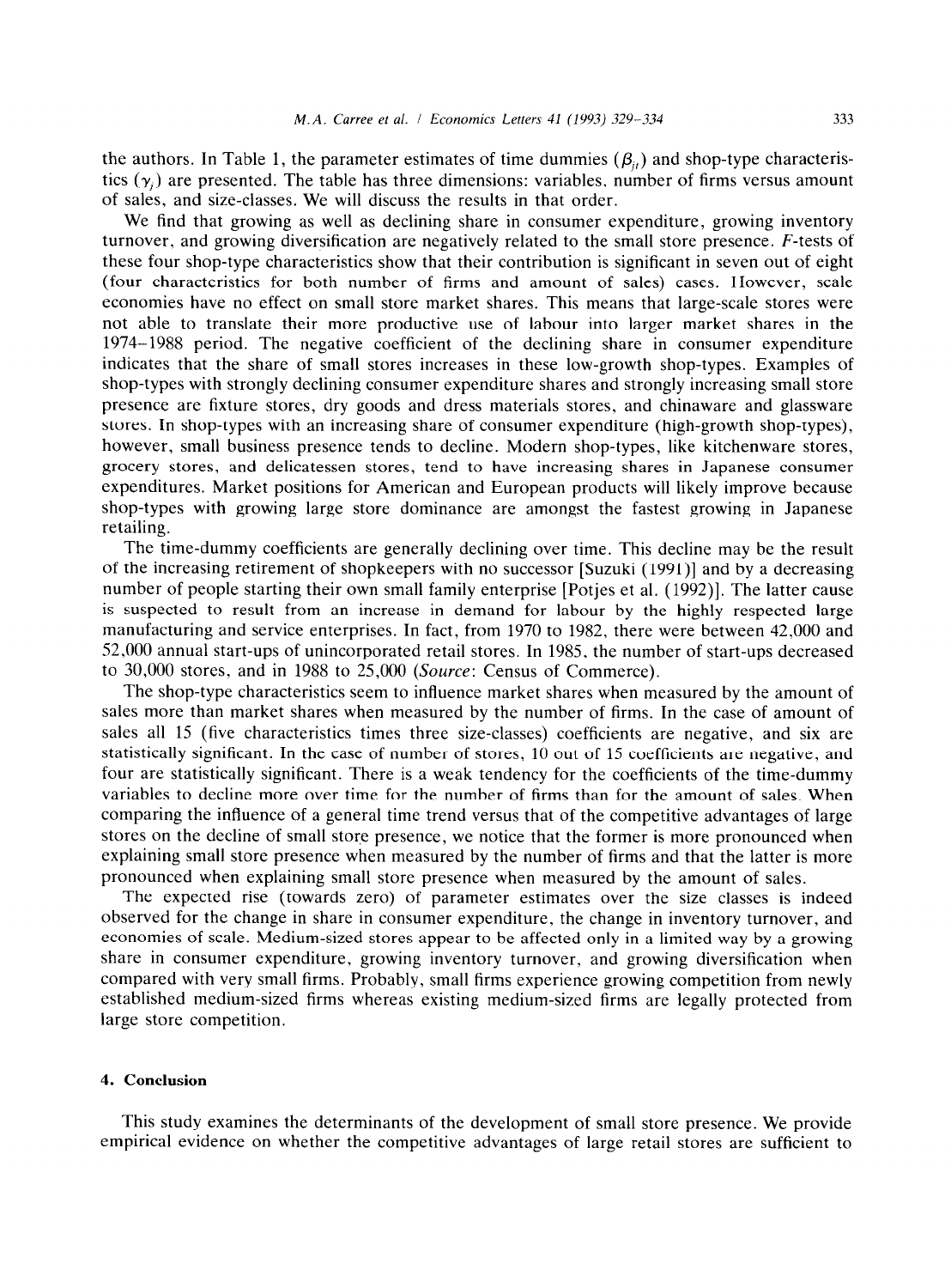the authors. In Table 1, the parameter estimates of time dummies ($\beta_{jt}$) and shop-type characteristics ($\gamma_j$) are presented. The table has three dimensions: variables, number of firms versus amount of sales, and size-classes. We will discuss the results in that order.

We find that growing as well as declining share in consumer expenditure, growing inventory turnover, and growing diversification are negatively related to the small store presence. $F$-tests of these four shop-type characteristics show that their contribution is significant in seven out of eight (four characteristics for both number of firms and amount of sales) cases. However, scale economies have no effect on small store market shares. This means that large-scale stores were not able to translate their more productive use of labour into larger market shares in the 1974–1988 period. The negative coefficient of the declining share in consumer expenditure indicates that the share of small stores increases in these low-growth shop-types. Examples of shop-types with strongly declining consumer expenditure shares and strongly increasing small store presence are fixture stores, dry goods and dress materials stores, and chinaware and glassware stores. In shop-types with an increasing share of consumer expenditure (high-growth shop-types), however, small business presence tends to decline. Modern shop-types, like kitchenware stores, grocery stores, and delicatessen stores, tend to have increasing shares in Japanese consumer expenditures. Market positions for American and European products will likely improve because shop-types with growing large store dominance are amongst the fastest growing in Japanese retailing.

The time-dummy coefficients are generally declining over time. This decline may be the result of the increasing retirement of shopkeepers with no successor [Suzuki (1991)] and by a decreasing number of people starting their own small family enterprise [Potjes et al. (1992)]. The latter cause is suspected to result from an increase in demand for labour by the highly respected large manufacturing and service enterprises. In fact, from 1970 to 1982, there were between 42,000 and 52,000 annual start-ups of unincorporated retail stores. In 1985, the number of start-ups decreased to 30,000 stores, and in 1988 to 25,000 (*Source*: Census of Commerce).

The shop-type characteristics seem to influence market shares when measured by the amount of sales more than market shares when measured by the number of firms. In the case of amount of sales all 15 (five characteristics times three size-classes) coefficients are negative, and six are statistically significant. In the case of number of stores, 10 out of 15 coefficients are negative, and four are statistically significant. There is a weak tendency for the coefficients of the time-dummy variables to decline more over time for the number of firms than for the amount of sales. When comparing the influence of a general time trend versus that of the competitive advantages of large stores on the decline of small store presence, we notice that the former is more pronounced when explaining small store presence when measured by the number of firms and that the latter is more pronounced when explaining small store presence when measured by the amount of sales.

The expected rise (towards zero) of parameter estimates over the size classes is indeed observed for the change in share in consumer expenditure, the change in inventory turnover, and economies of scale. Medium-sized stores appear to be affected only in a limited way by a growing share in consumer expenditure, growing inventory turnover, and growing diversification when compared with very small firms. Probably, small firms experience growing competition from newly established medium-sized firms whereas existing medium-sized firms are legally protected from large store competition.

## 4. Conclusion

This study examines the determinants of the development of small store presence. We provide empirical evidence on whether the competitive advantages of large retail stores are sufficient to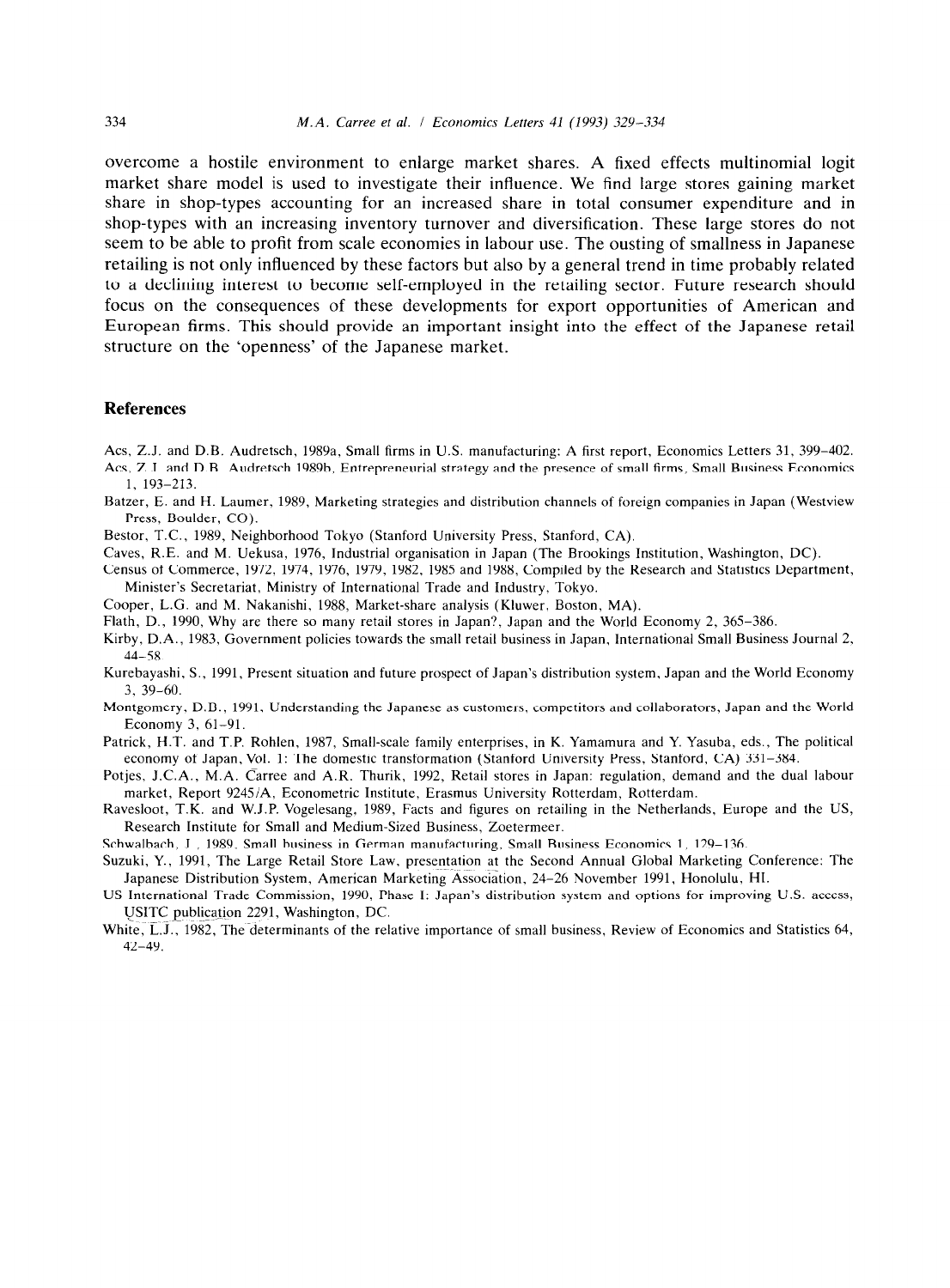overcome a hostile environment to enlarge market shares. A fixed effects multinomial logit market share model is used to investigate their influence. We find large stores gaining market share in shop-types accounting for an increased share in total consumer expenditure and in shop-types with an increasing inventory turnover and diversification. These large stores do not seem to be able to profit from scale economies in labour use. The ousting of smallness in Japanese retailing is not only influenced by these factors but also by a general trend in time probably related to a declining interest to become self-employed in the retailing sector. Future research should focus on the consequences of these developments for export opportunities of American and European firms. This should provide an important insight into the effect of the Japanese retail structure on the 'openness' of the Japanese market.

## References

Acs, Z.J. and D.B. Audretsch, 1989a, Small firms in U.S. manufacturing: A first report, Economics Letters 31, 399–402.

Acs, Z.J. and D.B. Audretsch, 1989b, Entrepreneurial strategy and the presence of small firms, Small Business Economics 1, 193–213.

Batzer, E. and H. Laumer, 1989, Marketing strategies and distribution channels of foreign companies in Japan (Westview Press, Boulder, CO).

Bestor, T.C., 1989, Neighborhood Tokyo (Stanford University Press, Stanford, CA).

Caves, R.E. and M. Uekusa, 1976, Industrial organisation in Japan (The Brookings Institution, Washington, DC).

Census of Commerce, 1972, 1974, 1976, 1979, 1982, 1985 and 1988, Compiled by the Research and Statistics Department, Minister's Secretariat, Ministry of International Trade and Industry, Tokyo.

Cooper, L.G. and M. Nakanishi, 1988, Market-share analysis (Kluwer, Boston, MA).

Flath, D., 1990, Why are there so many retail stores in Japan?, Japan and the World Economy 2, 365–386.

Kirby, D.A., 1983, Government policies towards the small retail business in Japan, International Small Business Journal 2, 44–58.

Kurebayashi, S., 1991, Present situation and future prospect of Japan's distribution system, Japan and the World Economy 3, 39–60.

Montgomery, D.B., 1991, Understanding the Japanese as customers, competitors and collaborators, Japan and the World Economy 3, 61–91.

Patrick, H.T. and T.P. Rohlen, 1987, Small-scale family enterprises, in K. Yamamura and Y. Yasuba, eds., The political economy of Japan, Vol. 1: The domestic transformation (Stanford University Press, Stanford, CA) 331–384.

Potjes, J.C.A., M.A. Carree and A.R. Thurik, 1992, Retail stores in Japan: regulation, demand and the dual labour market, Report 9245/A, Econometric Institute, Erasmus University Rotterdam, Rotterdam.

Ravesloot, T.K. and W.J.P. Vogelesang, 1989, Facts and figures on retailing in the Netherlands, Europe and the US, Research Institute for Small and Medium-Sized Business, Zoetermeer.

Schwalbach, J., 1989, Small business in German manufacturing, Small Business Economics 1, 129–136.

Suzuki, Y., 1991, The Large Retail Store Law, presentation at the Second Annual Global Marketing Conference: The Japanese Distribution System, American Marketing Association, 24–26 November 1991, Honolulu, HI.

US International Trade Commission, 1990, Phase I: Japan's distribution system and options for improving U.S. access, USITC publication 2291, Washington, DC.

White, L.J., 1982, The determinants of the relative importance of small business, Review of Economics and Statistics 64, 42–49.